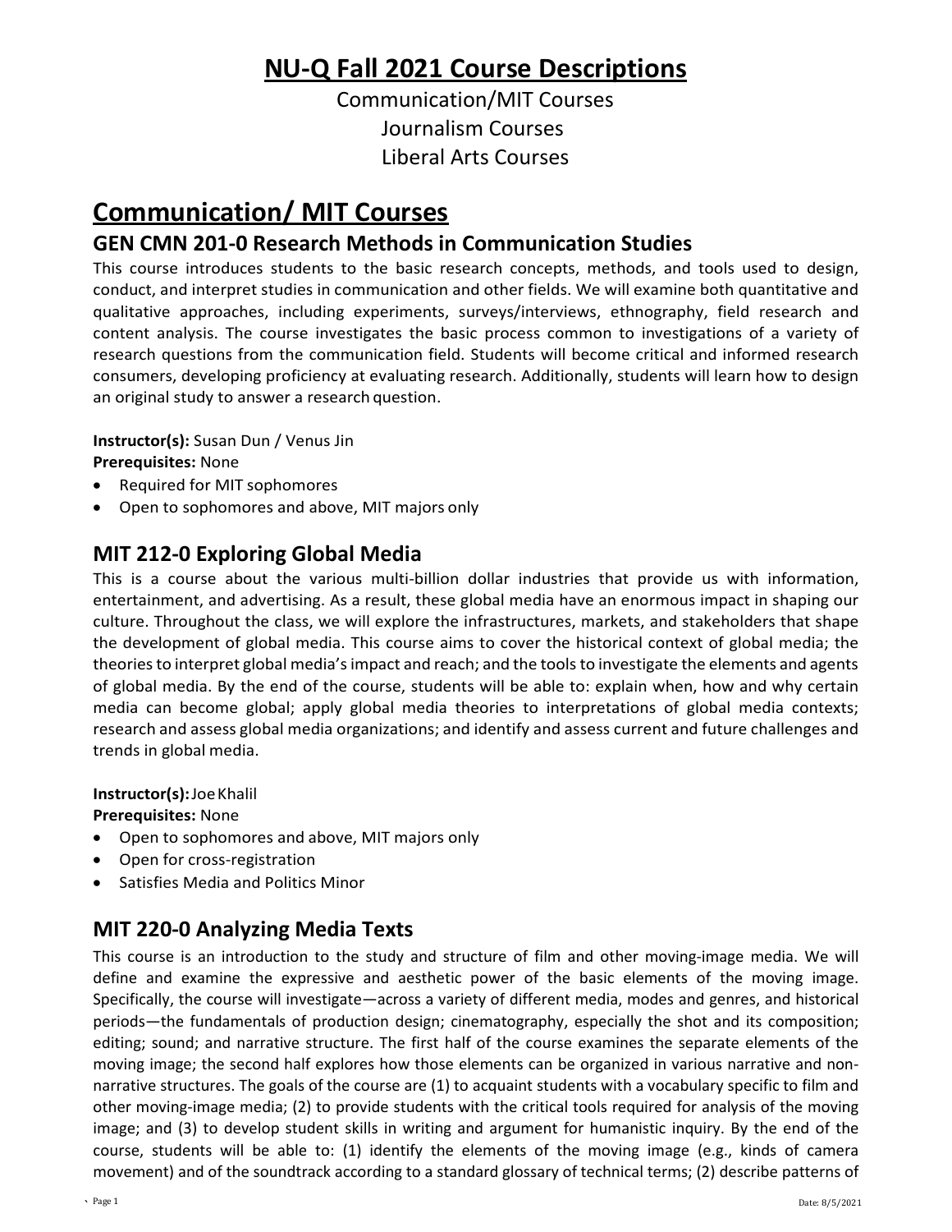# NU-Q Fall 2021 Course Descriptions

Communication/MIT Courses
Journalism Courses
Liberal Arts Courses

# Communication/ MIT Courses

## GEN CMN 201-0 Research Methods in Communication Studies

This course introduces students to the basic research concepts, methods, and tools used to design, conduct, and interpret studies in communication and other fields. We will examine both quantitative and qualitative approaches, including experiments, surveys/interviews, ethnography, field research and content analysis. The course investigates the basic process common to investigations of a variety of research questions from the communication field. Students will become critical and informed research consumers, developing proficiency at evaluating research. Additionally, students will learn how to design an original study to answer a research question.

**Instructor(s):** Susan Dun / Venus Jin
**Prerequisites:** None

- Required for MIT sophomores
- Open to sophomores and above, MIT majors only

## MIT 212-0 Exploring Global Media

This is a course about the various multi-billion dollar industries that provide us with information, entertainment, and advertising. As a result, these global media have an enormous impact in shaping our culture. Throughout the class, we will explore the infrastructures, markets, and stakeholders that shape the development of global media. This course aims to cover the historical context of global media; the theories to interpret global media's impact and reach; and the tools to investigate the elements and agents of global media. By the end of the course, students will be able to: explain when, how and why certain media can become global; apply global media theories to interpretations of global media contexts; research and assess global media organizations; and identify and assess current and future challenges and trends in global media.

**Instructor(s):** Joe Khalil
**Prerequisites:** None

- Open to sophomores and above, MIT majors only
- Open for cross-registration
- Satisfies Media and Politics Minor

## MIT 220-0 Analyzing Media Texts

This course is an introduction to the study and structure of film and other moving-image media. We will define and examine the expressive and aesthetic power of the basic elements of the moving image. Specifically, the course will investigate—across a variety of different media, modes and genres, and historical periods—the fundamentals of production design; cinematography, especially the shot and its composition; editing; sound; and narrative structure. The first half of the course examines the separate elements of the moving image; the second half explores how those elements can be organized in various narrative and non-narrative structures. The goals of the course are (1) to acquaint students with a vocabulary specific to film and other moving-image media; (2) to provide students with the critical tools required for analysis of the moving image; and (3) to develop student skills in writing and argument for humanistic inquiry. By the end of the course, students will be able to: (1) identify the elements of the moving image (e.g., kinds of camera movement) and of the soundtrack according to a standard glossary of technical terms; (2) describe patterns of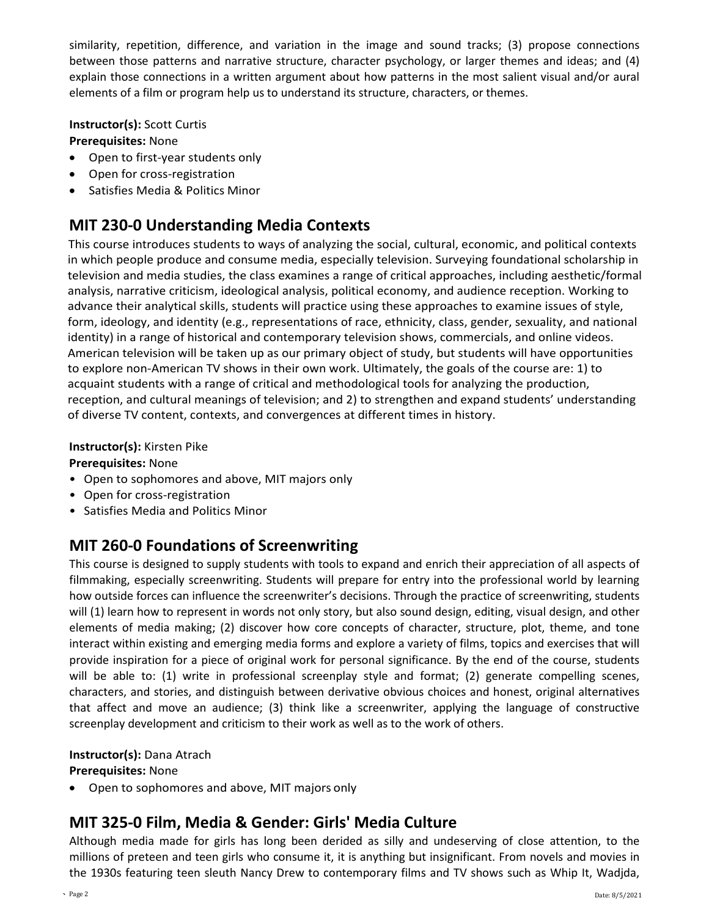similarity, repetition, difference, and variation in the image and sound tracks; (3) propose connections between those patterns and narrative structure, character psychology, or larger themes and ideas; and (4) explain those connections in a written argument about how patterns in the most salient visual and/or aural elements of a film or program help us to understand its structure, characters, or themes.

**Instructor(s):** Scott Curtis
**Prerequisites:** None

- Open to first-year students only
- Open for cross-registration
- Satisfies Media & Politics Minor

## MIT 230-0 Understanding Media Contexts

This course introduces students to ways of analyzing the social, cultural, economic, and political contexts in which people produce and consume media, especially television. Surveying foundational scholarship in television and media studies, the class examines a range of critical approaches, including aesthetic/formal analysis, narrative criticism, ideological analysis, political economy, and audience reception. Working to advance their analytical skills, students will practice using these approaches to examine issues of style, form, ideology, and identity (e.g., representations of race, ethnicity, class, gender, sexuality, and national identity) in a range of historical and contemporary television shows, commercials, and online videos. American television will be taken up as our primary object of study, but students will have opportunities to explore non-American TV shows in their own work. Ultimately, the goals of the course are: 1) to acquaint students with a range of critical and methodological tools for analyzing the production, reception, and cultural meanings of television; and 2) to strengthen and expand students' understanding of diverse TV content, contexts, and convergences at different times in history.

**Instructor(s):** Kirsten Pike
**Prerequisites:** None

- Open to sophomores and above, MIT majors only
- Open for cross-registration
- Satisfies Media and Politics Minor

## MIT 260-0 Foundations of Screenwriting

This course is designed to supply students with tools to expand and enrich their appreciation of all aspects of filmmaking, especially screenwriting. Students will prepare for entry into the professional world by learning how outside forces can influence the screenwriter's decisions. Through the practice of screenwriting, students will (1) learn how to represent in words not only story, but also sound design, editing, visual design, and other elements of media making; (2) discover how core concepts of character, structure, plot, theme, and tone interact within existing and emerging media forms and explore a variety of films, topics and exercises that will provide inspiration for a piece of original work for personal significance. By the end of the course, students will be able to: (1) write in professional screenplay style and format; (2) generate compelling scenes, characters, and stories, and distinguish between derivative obvious choices and honest, original alternatives that affect and move an audience; (3) think like a screenwriter, applying the language of constructive screenplay development and criticism to their work as well as to the work of others.

**Instructor(s):** Dana Atrach
**Prerequisites:** None

- Open to sophomores and above, MIT majors only

## MIT 325-0 Film, Media & Gender: Girls' Media Culture

Although media made for girls has long been derided as silly and undeserving of close attention, to the millions of preteen and teen girls who consume it, it is anything but insignificant. From novels and movies in the 1930s featuring teen sleuth Nancy Drew to contemporary films and TV shows such as Whip It, Wadjda,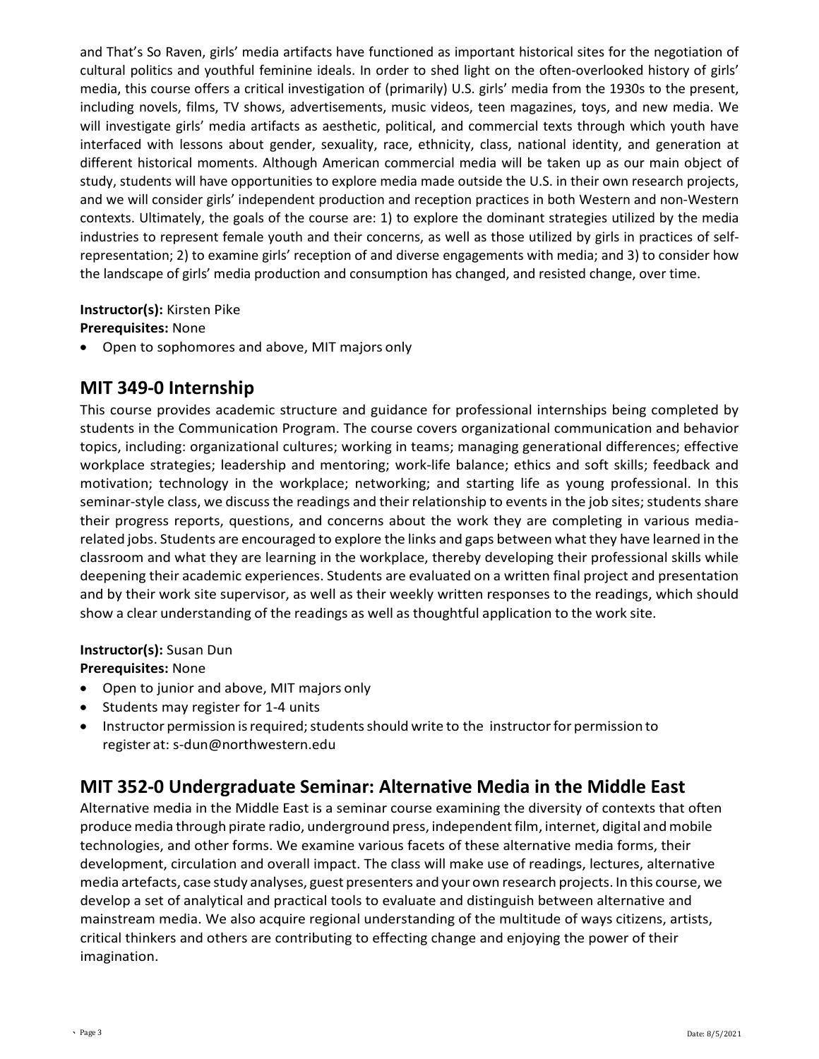and That's So Raven, girls' media artifacts have functioned as important historical sites for the negotiation of cultural politics and youthful feminine ideals. In order to shed light on the often-overlooked history of girls' media, this course offers a critical investigation of (primarily) U.S. girls' media from the 1930s to the present, including novels, films, TV shows, advertisements, music videos, teen magazines, toys, and new media. We will investigate girls' media artifacts as aesthetic, political, and commercial texts through which youth have interfaced with lessons about gender, sexuality, race, ethnicity, class, national identity, and generation at different historical moments. Although American commercial media will be taken up as our main object of study, students will have opportunities to explore media made outside the U.S. in their own research projects, and we will consider girls' independent production and reception practices in both Western and non-Western contexts. Ultimately, the goals of the course are: 1) to explore the dominant strategies utilized by the media industries to represent female youth and their concerns, as well as those utilized by girls in practices of self-representation; 2) to examine girls' reception of and diverse engagements with media; and 3) to consider how the landscape of girls' media production and consumption has changed, and resisted change, over time.

**Instructor(s):** Kirsten Pike
**Prerequisites:** None

- Open to sophomores and above, MIT majors only

## MIT 349-0 Internship

This course provides academic structure and guidance for professional internships being completed by students in the Communication Program. The course covers organizational communication and behavior topics, including: organizational cultures; working in teams; managing generational differences; effective workplace strategies; leadership and mentoring; work-life balance; ethics and soft skills; feedback and motivation; technology in the workplace; networking; and starting life as young professional. In this seminar-style class, we discuss the readings and their relationship to events in the job sites; students share their progress reports, questions, and concerns about the work they are completing in various media-related jobs. Students are encouraged to explore the links and gaps between what they have learned in the classroom and what they are learning in the workplace, thereby developing their professional skills while deepening their academic experiences. Students are evaluated on a written final project and presentation and by their work site supervisor, as well as their weekly written responses to the readings, which should show a clear understanding of the readings as well as thoughtful application to the work site.

**Instructor(s):** Susan Dun
**Prerequisites:** None

- Open to junior and above, MIT majors only
- Students may register for 1-4 units
- Instructor permission is required; students should write to the instructor for permission to register at: s-dun@northwestern.edu

## MIT 352-0 Undergraduate Seminar: Alternative Media in the Middle East

Alternative media in the Middle East is a seminar course examining the diversity of contexts that often produce media through pirate radio, underground press, independent film, internet, digital and mobile technologies, and other forms. We examine various facets of these alternative media forms, their development, circulation and overall impact. The class will make use of readings, lectures, alternative media artefacts, case study analyses, guest presenters and your own research projects. In this course, we develop a set of analytical and practical tools to evaluate and distinguish between alternative and mainstream media. We also acquire regional understanding of the multitude of ways citizens, artists, critical thinkers and others are contributing to effecting change and enjoying the power of their imagination.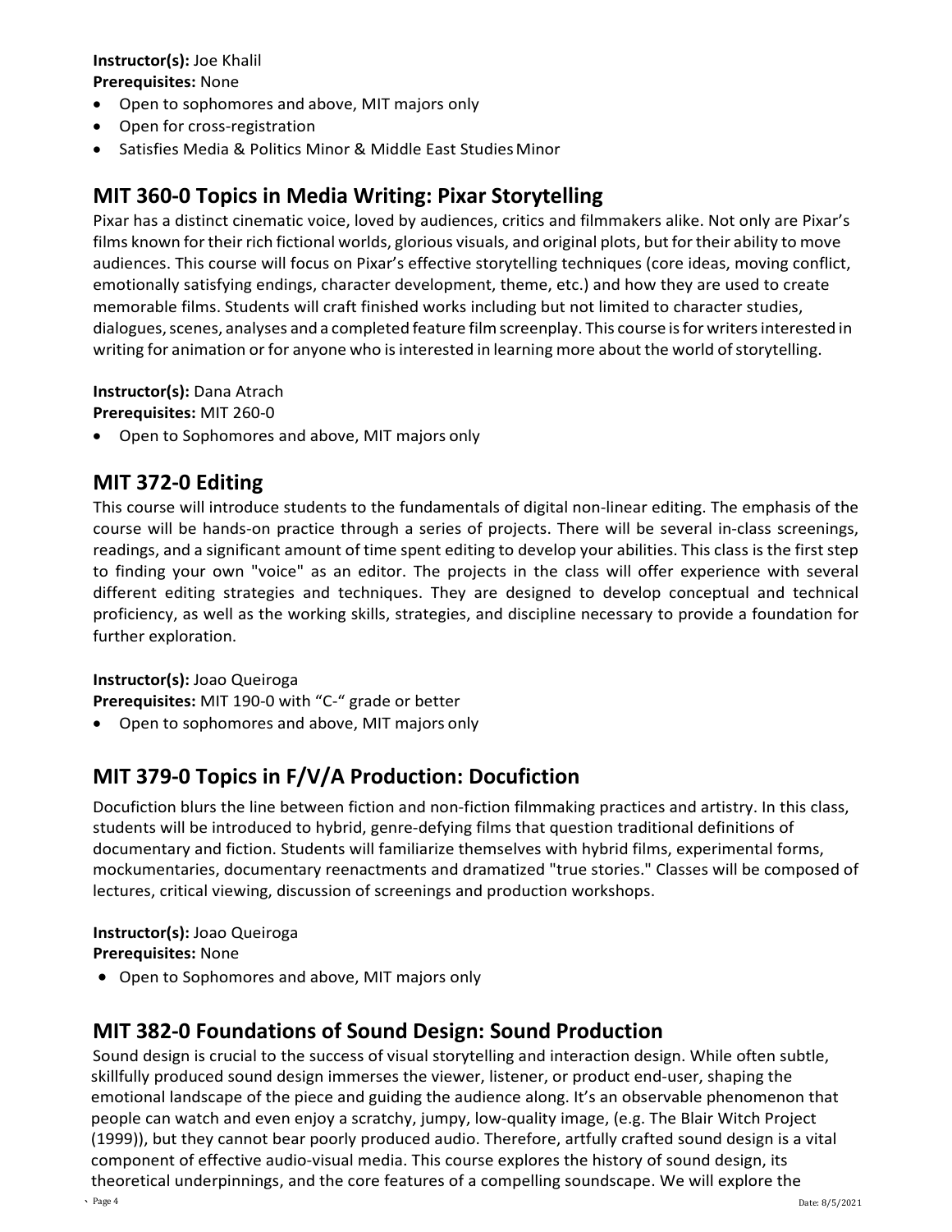**Instructor(s):** Joe Khalil
**Prerequisites:** None

- Open to sophomores and above, MIT majors only
- Open for cross-registration
- Satisfies Media & Politics Minor & Middle East Studies Minor

## MIT 360-0 Topics in Media Writing: Pixar Storytelling

Pixar has a distinct cinematic voice, loved by audiences, critics and filmmakers alike. Not only are Pixar's films known for their rich fictional worlds, glorious visuals, and original plots, but for their ability to move audiences. This course will focus on Pixar's effective storytelling techniques (core ideas, moving conflict, emotionally satisfying endings, character development, theme, etc.) and how they are used to create memorable films. Students will craft finished works including but not limited to character studies, dialogues, scenes, analyses and a completed feature film screenplay. This course is for writers interested in writing for animation or for anyone who is interested in learning more about the world of storytelling.

**Instructor(s):** Dana Atrach
**Prerequisites:** MIT 260-0

- Open to Sophomores and above, MIT majors only

## MIT 372-0 Editing

This course will introduce students to the fundamentals of digital non-linear editing. The emphasis of the course will be hands-on practice through a series of projects. There will be several in-class screenings, readings, and a significant amount of time spent editing to develop your abilities. This class is the first step to finding your own "voice" as an editor. The projects in the class will offer experience with several different editing strategies and techniques. They are designed to develop conceptual and technical proficiency, as well as the working skills, strategies, and discipline necessary to provide a foundation for further exploration.

**Instructor(s):** Joao Queiroga
**Prerequisites:** MIT 190-0 with "C-" grade or better

- Open to sophomores and above, MIT majors only

## MIT 379-0 Topics in F/V/A Production: Docufiction

Docufiction blurs the line between fiction and non-fiction filmmaking practices and artistry. In this class, students will be introduced to hybrid, genre-defying films that question traditional definitions of documentary and fiction. Students will familiarize themselves with hybrid films, experimental forms, mockumentaries, documentary reenactments and dramatized "true stories." Classes will be composed of lectures, critical viewing, discussion of screenings and production workshops.

**Instructor(s):** Joao Queiroga
**Prerequisites:** None

- Open to Sophomores and above, MIT majors only

## MIT 382-0 Foundations of Sound Design: Sound Production

Sound design is crucial to the success of visual storytelling and interaction design. While often subtle, skillfully produced sound design immerses the viewer, listener, or product end-user, shaping the emotional landscape of the piece and guiding the audience along. It's an observable phenomenon that people can watch and even enjoy a scratchy, jumpy, low-quality image, (e.g. The Blair Witch Project (1999)), but they cannot bear poorly produced audio. Therefore, artfully crafted sound design is a vital component of effective audio-visual media. This course explores the history of sound design, its theoretical underpinnings, and the core features of a compelling soundscape. We will explore the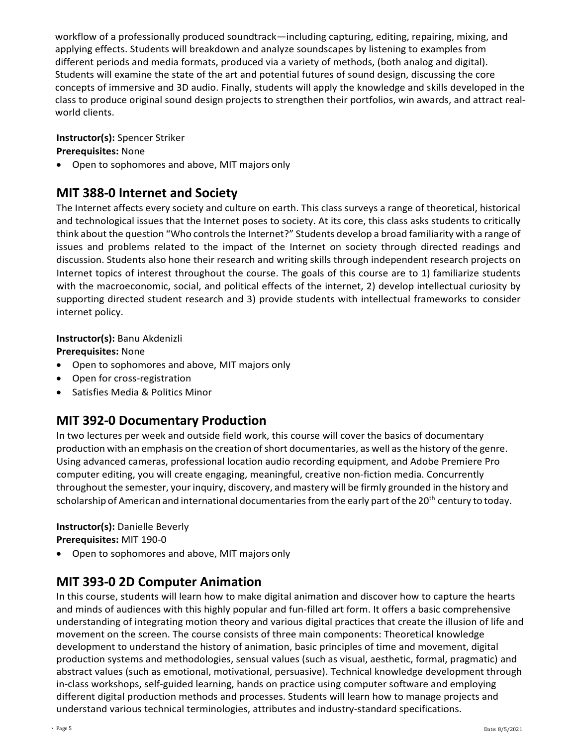workflow of a professionally produced soundtrack—including capturing, editing, repairing, mixing, and applying effects. Students will breakdown and analyze soundscapes by listening to examples from different periods and media formats, produced via a variety of methods, (both analog and digital). Students will examine the state of the art and potential futures of sound design, discussing the core concepts of immersive and 3D audio. Finally, students will apply the knowledge and skills developed in the class to produce original sound design projects to strengthen their portfolios, win awards, and attract real-world clients.

**Instructor(s):** Spencer Striker
**Prerequisites:** None

- Open to sophomores and above, MIT majors only

## MIT 388-0 Internet and Society

The Internet affects every society and culture on earth. This class surveys a range of theoretical, historical and technological issues that the Internet poses to society. At its core, this class asks students to critically think about the question "Who controls the Internet?" Students develop a broad familiarity with a range of issues and problems related to the impact of the Internet on society through directed readings and discussion. Students also hone their research and writing skills through independent research projects on Internet topics of interest throughout the course. The goals of this course are to 1) familiarize students with the macroeconomic, social, and political effects of the internet, 2) develop intellectual curiosity by supporting directed student research and 3) provide students with intellectual frameworks to consider internet policy.

**Instructor(s):** Banu Akdenizli
**Prerequisites:** None

- Open to sophomores and above, MIT majors only
- Open for cross-registration
- Satisfies Media & Politics Minor

## MIT 392-0 Documentary Production

In two lectures per week and outside field work, this course will cover the basics of documentary production with an emphasis on the creation of short documentaries, as well as the history of the genre. Using advanced cameras, professional location audio recording equipment, and Adobe Premiere Pro computer editing, you will create engaging, meaningful, creative non-fiction media. Concurrently throughout the semester, your inquiry, discovery, and mastery will be firmly grounded in the history and scholarship of American and international documentaries from the early part of the 20th century to today.

**Instructor(s):** Danielle Beverly
**Prerequisites:** MIT 190-0

- Open to sophomores and above, MIT majors only

## MIT 393-0 2D Computer Animation

In this course, students will learn how to make digital animation and discover how to capture the hearts and minds of audiences with this highly popular and fun-filled art form. It offers a basic comprehensive understanding of integrating motion theory and various digital practices that create the illusion of life and movement on the screen. The course consists of three main components: Theoretical knowledge development to understand the history of animation, basic principles of time and movement, digital production systems and methodologies, sensual values (such as visual, aesthetic, formal, pragmatic) and abstract values (such as emotional, motivational, persuasive). Technical knowledge development through in-class workshops, self-guided learning, hands on practice using computer software and employing different digital production methods and processes. Students will learn how to manage projects and understand various technical terminologies, attributes and industry-standard specifications.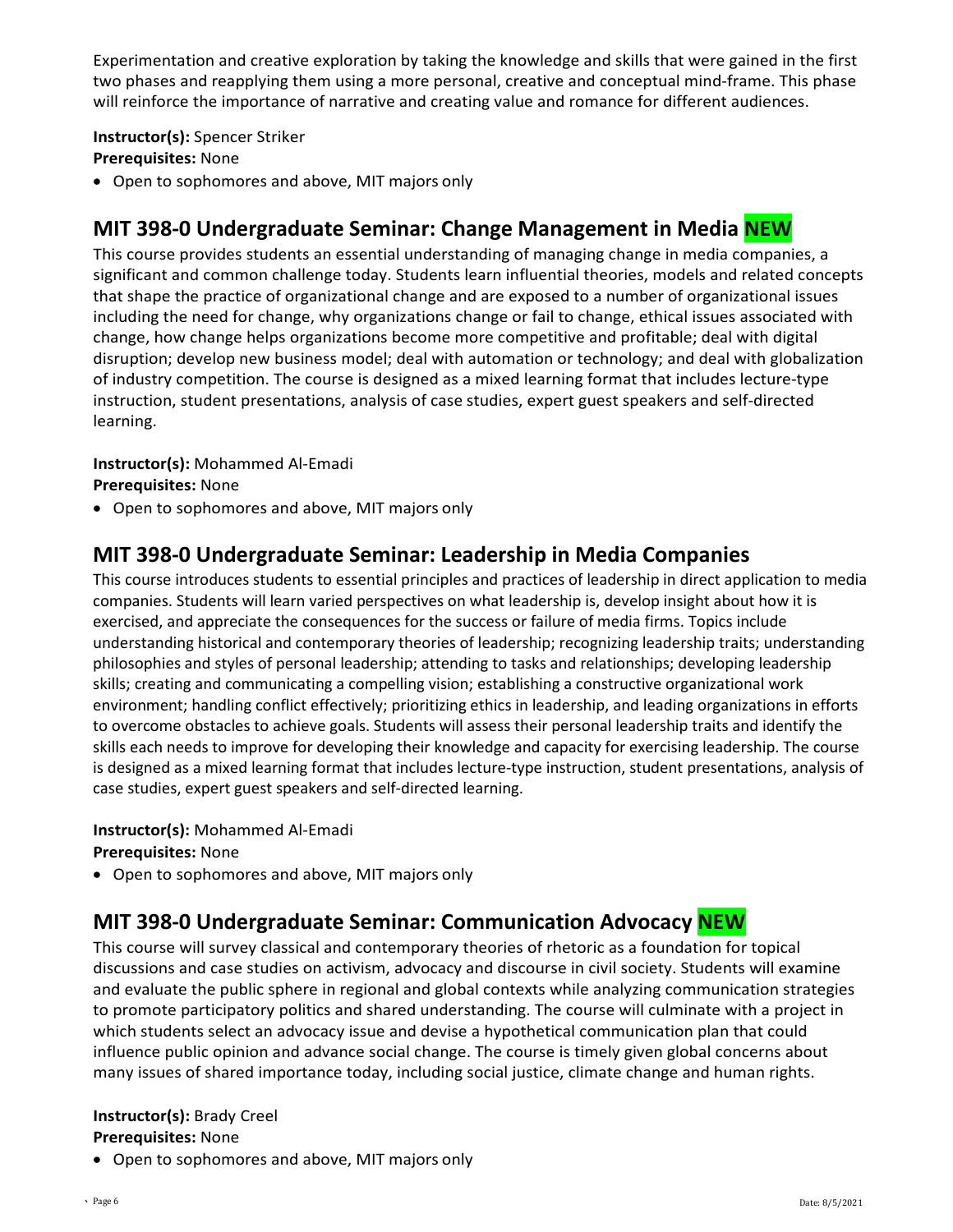Experimentation and creative exploration by taking the knowledge and skills that were gained in the first two phases and reapplying them using a more personal, creative and conceptual mind-frame. This phase will reinforce the importance of narrative and creating value and romance for different audiences.

**Instructor(s):** Spencer Striker
**Prerequisites:** None

- Open to sophomores and above, MIT majors only

## MIT 398-0 Undergraduate Seminar: Change Management in Media NEW

This course provides students an essential understanding of managing change in media companies, a significant and common challenge today. Students learn influential theories, models and related concepts that shape the practice of organizational change and are exposed to a number of organizational issues including the need for change, why organizations change or fail to change, ethical issues associated with change, how change helps organizations become more competitive and profitable; deal with digital disruption; develop new business model; deal with automation or technology; and deal with globalization of industry competition. The course is designed as a mixed learning format that includes lecture-type instruction, student presentations, analysis of case studies, expert guest speakers and self-directed learning.

**Instructor(s):** Mohammed Al-Emadi
**Prerequisites:** None

- Open to sophomores and above, MIT majors only

## MIT 398-0 Undergraduate Seminar: Leadership in Media Companies

This course introduces students to essential principles and practices of leadership in direct application to media companies. Students will learn varied perspectives on what leadership is, develop insight about how it is exercised, and appreciate the consequences for the success or failure of media firms. Topics include understanding historical and contemporary theories of leadership; recognizing leadership traits; understanding philosophies and styles of personal leadership; attending to tasks and relationships; developing leadership skills; creating and communicating a compelling vision; establishing a constructive organizational work environment; handling conflict effectively; prioritizing ethics in leadership, and leading organizations in efforts to overcome obstacles to achieve goals. Students will assess their personal leadership traits and identify the skills each needs to improve for developing their knowledge and capacity for exercising leadership. The course is designed as a mixed learning format that includes lecture-type instruction, student presentations, analysis of case studies, expert guest speakers and self-directed learning.

**Instructor(s):** Mohammed Al-Emadi
**Prerequisites:** None

- Open to sophomores and above, MIT majors only

## MIT 398-0 Undergraduate Seminar: Communication Advocacy NEW

This course will survey classical and contemporary theories of rhetoric as a foundation for topical discussions and case studies on activism, advocacy and discourse in civil society. Students will examine and evaluate the public sphere in regional and global contexts while analyzing communication strategies to promote participatory politics and shared understanding. The course will culminate with a project in which students select an advocacy issue and devise a hypothetical communication plan that could influence public opinion and advance social change. The course is timely given global concerns about many issues of shared importance today, including social justice, climate change and human rights.

**Instructor(s):** Brady Creel
**Prerequisites:** None

- Open to sophomores and above, MIT majors only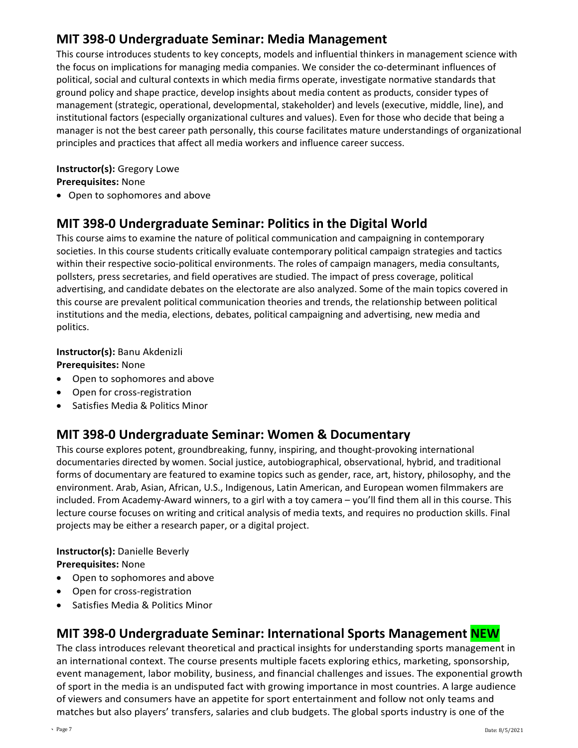## MIT 398-0 Undergraduate Seminar: Media Management

This course introduces students to key concepts, models and influential thinkers in management science with the focus on implications for managing media companies. We consider the co-determinant influences of political, social and cultural contexts in which media firms operate, investigate normative standards that ground policy and shape practice, develop insights about media content as products, consider types of management (strategic, operational, developmental, stakeholder) and levels (executive, middle, line), and institutional factors (especially organizational cultures and values). Even for those who decide that being a manager is not the best career path personally, this course facilitates mature understandings of organizational principles and practices that affect all media workers and influence career success.

**Instructor(s):** Gregory Lowe
**Prerequisites:** None

- Open to sophomores and above

## MIT 398-0 Undergraduate Seminar: Politics in the Digital World

This course aims to examine the nature of political communication and campaigning in contemporary societies. In this course students critically evaluate contemporary political campaign strategies and tactics within their respective socio-political environments. The roles of campaign managers, media consultants, pollsters, press secretaries, and field operatives are studied. The impact of press coverage, political advertising, and candidate debates on the electorate are also analyzed. Some of the main topics covered in this course are prevalent political communication theories and trends, the relationship between political institutions and the media, elections, debates, political campaigning and advertising, new media and politics.

**Instructor(s):** Banu Akdenizli
**Prerequisites:** None

- Open to sophomores and above
- Open for cross-registration
- Satisfies Media & Politics Minor

## MIT 398-0 Undergraduate Seminar: Women & Documentary

This course explores potent, groundbreaking, funny, inspiring, and thought-provoking international documentaries directed by women. Social justice, autobiographical, observational, hybrid, and traditional forms of documentary are featured to examine topics such as gender, race, art, history, philosophy, and the environment. Arab, Asian, African, U.S., Indigenous, Latin American, and European women filmmakers are included. From Academy-Award winners, to a girl with a toy camera – you'll find them all in this course. This lecture course focuses on writing and critical analysis of media texts, and requires no production skills. Final projects may be either a research paper, or a digital project.

**Instructor(s):** Danielle Beverly
**Prerequisites:** None

- Open to sophomores and above
- Open for cross-registration
- Satisfies Media & Politics Minor

## MIT 398-0 Undergraduate Seminar: International Sports Management NEW

The class introduces relevant theoretical and practical insights for understanding sports management in an international context. The course presents multiple facets exploring ethics, marketing, sponsorship, event management, labor mobility, business, and financial challenges and issues. The exponential growth of sport in the media is an undisputed fact with growing importance in most countries. A large audience of viewers and consumers have an appetite for sport entertainment and follow not only teams and matches but also players' transfers, salaries and club budgets. The global sports industry is one of the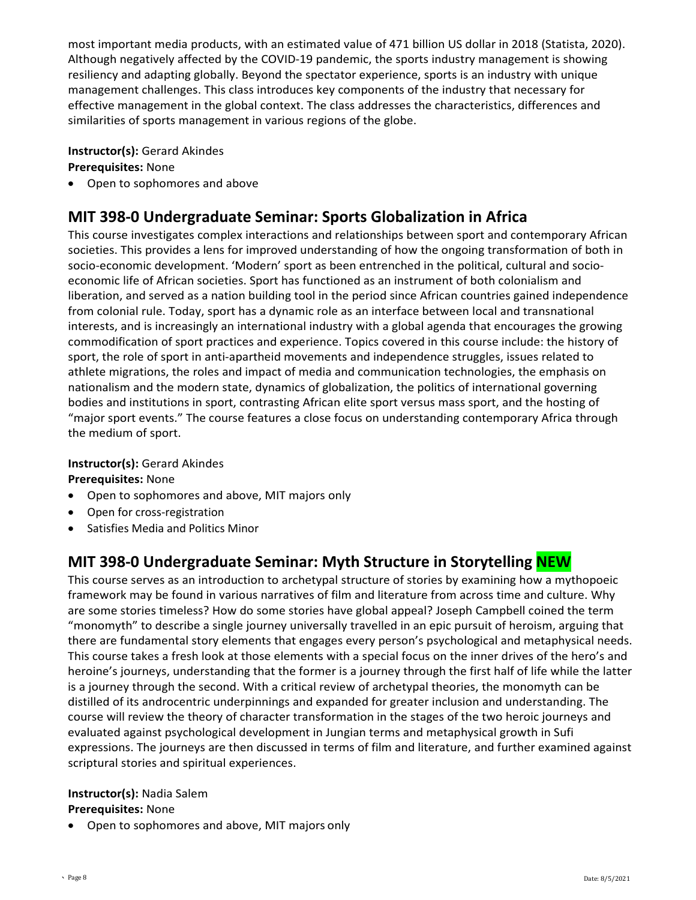most important media products, with an estimated value of 471 billion US dollar in 2018 (Statista, 2020). Although negatively affected by the COVID-19 pandemic, the sports industry management is showing resiliency and adapting globally. Beyond the spectator experience, sports is an industry with unique management challenges. This class introduces key components of the industry that necessary for effective management in the global context. The class addresses the characteristics, differences and similarities of sports management in various regions of the globe.

**Instructor(s):** Gerard Akindes
**Prerequisites:** None

- Open to sophomores and above

## MIT 398-0 Undergraduate Seminar: Sports Globalization in Africa

This course investigates complex interactions and relationships between sport and contemporary African societies. This provides a lens for improved understanding of how the ongoing transformation of both in socio-economic development. 'Modern' sport as been entrenched in the political, cultural and socio-economic life of African societies. Sport has functioned as an instrument of both colonialism and liberation, and served as a nation building tool in the period since African countries gained independence from colonial rule. Today, sport has a dynamic role as an interface between local and transnational interests, and is increasingly an international industry with a global agenda that encourages the growing commodification of sport practices and experience. Topics covered in this course include: the history of sport, the role of sport in anti-apartheid movements and independence struggles, issues related to athlete migrations, the roles and impact of media and communication technologies, the emphasis on nationalism and the modern state, dynamics of globalization, the politics of international governing bodies and institutions in sport, contrasting African elite sport versus mass sport, and the hosting of "major sport events." The course features a close focus on understanding contemporary Africa through the medium of sport.

**Instructor(s):** Gerard Akindes
**Prerequisites:** None

- Open to sophomores and above, MIT majors only
- Open for cross-registration
- Satisfies Media and Politics Minor

## MIT 398-0 Undergraduate Seminar: Myth Structure in Storytelling NEW

This course serves as an introduction to archetypal structure of stories by examining how a mythopoeic framework may be found in various narratives of film and literature from across time and culture. Why are some stories timeless? How do some stories have global appeal? Joseph Campbell coined the term "monomyth" to describe a single journey universally travelled in an epic pursuit of heroism, arguing that there are fundamental story elements that engages every person's psychological and metaphysical needs. This course takes a fresh look at those elements with a special focus on the inner drives of the hero's and heroine's journeys, understanding that the former is a journey through the first half of life while the latter is a journey through the second. With a critical review of archetypal theories, the monomyth can be distilled of its androcentric underpinnings and expanded for greater inclusion and understanding. The course will review the theory of character transformation in the stages of the two heroic journeys and evaluated against psychological development in Jungian terms and metaphysical growth in Sufi expressions. The journeys are then discussed in terms of film and literature, and further examined against scriptural stories and spiritual experiences.

**Instructor(s):** Nadia Salem
**Prerequisites:** None

- Open to sophomores and above, MIT majors only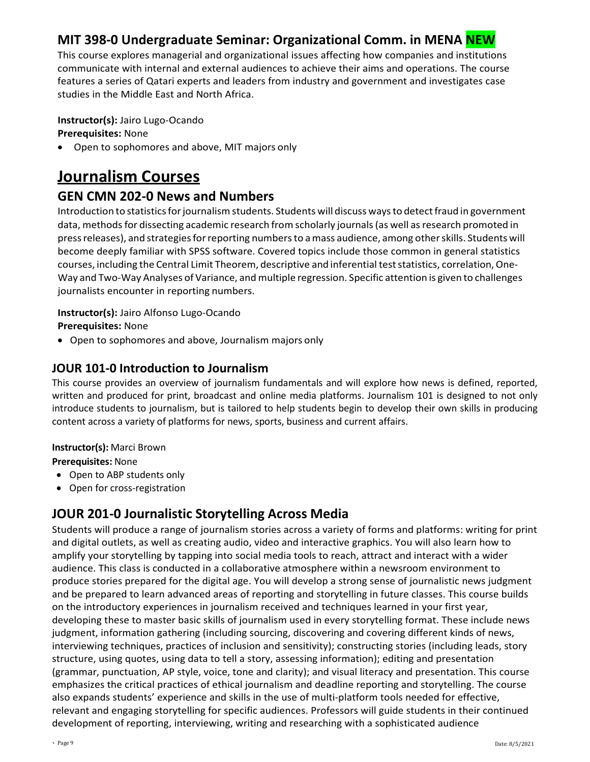### MIT 398-0 Undergraduate Seminar: Organizational Comm. in MENA NEW

This course explores managerial and organizational issues affecting how companies and institutions communicate with internal and external audiences to achieve their aims and operations. The course features a series of Qatari experts and leaders from industry and government and investigates case studies in the Middle East and North Africa.

**Instructor(s):** Jairo Lugo-Ocando
**Prerequisites:** None

- Open to sophomores and above, MIT majors only

## Journalism Courses

### GEN CMN 202-0 News and Numbers

Introduction to statistics for journalism students. Students will discuss ways to detect fraud in government data, methods for dissecting academic research from scholarly journals (as well as research promoted in press releases), and strategies for reporting numbers to a mass audience, among other skills. Students will become deeply familiar with SPSS software. Covered topics include those common in general statistics courses, including the Central Limit Theorem, descriptive and inferential test statistics, correlation, One-Way and Two-Way Analyses of Variance, and multiple regression. Specific attention is given to challenges journalists encounter in reporting numbers.

**Instructor(s):** Jairo Alfonso Lugo-Ocando
**Prerequisites:** None

- Open to sophomores and above, Journalism majors only

### JOUR 101-0 Introduction to Journalism

This course provides an overview of journalism fundamentals and will explore how news is defined, reported, written and produced for print, broadcast and online media platforms. Journalism 101 is designed to not only introduce students to journalism, but is tailored to help students begin to develop their own skills in producing content across a variety of platforms for news, sports, business and current affairs.

**Instructor(s):** Marci Brown
**Prerequisites:** None

- Open to ABP students only
- Open for cross-registration

### JOUR 201-0 Journalistic Storytelling Across Media

Students will produce a range of journalism stories across a variety of forms and platforms: writing for print and digital outlets, as well as creating audio, video and interactive graphics. You will also learn how to amplify your storytelling by tapping into social media tools to reach, attract and interact with a wider audience. This class is conducted in a collaborative atmosphere within a newsroom environment to produce stories prepared for the digital age. You will develop a strong sense of journalistic news judgment and be prepared to learn advanced areas of reporting and storytelling in future classes. This course builds on the introductory experiences in journalism received and techniques learned in your first year, developing these to master basic skills of journalism used in every storytelling format. These include news judgment, information gathering (including sourcing, discovering and covering different kinds of news, interviewing techniques, practices of inclusion and sensitivity); constructing stories (including leads, story structure, using quotes, using data to tell a story, assessing information); editing and presentation (grammar, punctuation, AP style, voice, tone and clarity); and visual literacy and presentation. This course emphasizes the critical practices of ethical journalism and deadline reporting and storytelling. The course also expands students' experience and skills in the use of multi-platform tools needed for effective, relevant and engaging storytelling for specific audiences. Professors will guide students in their continued development of reporting, interviewing, writing and researching with a sophisticated audience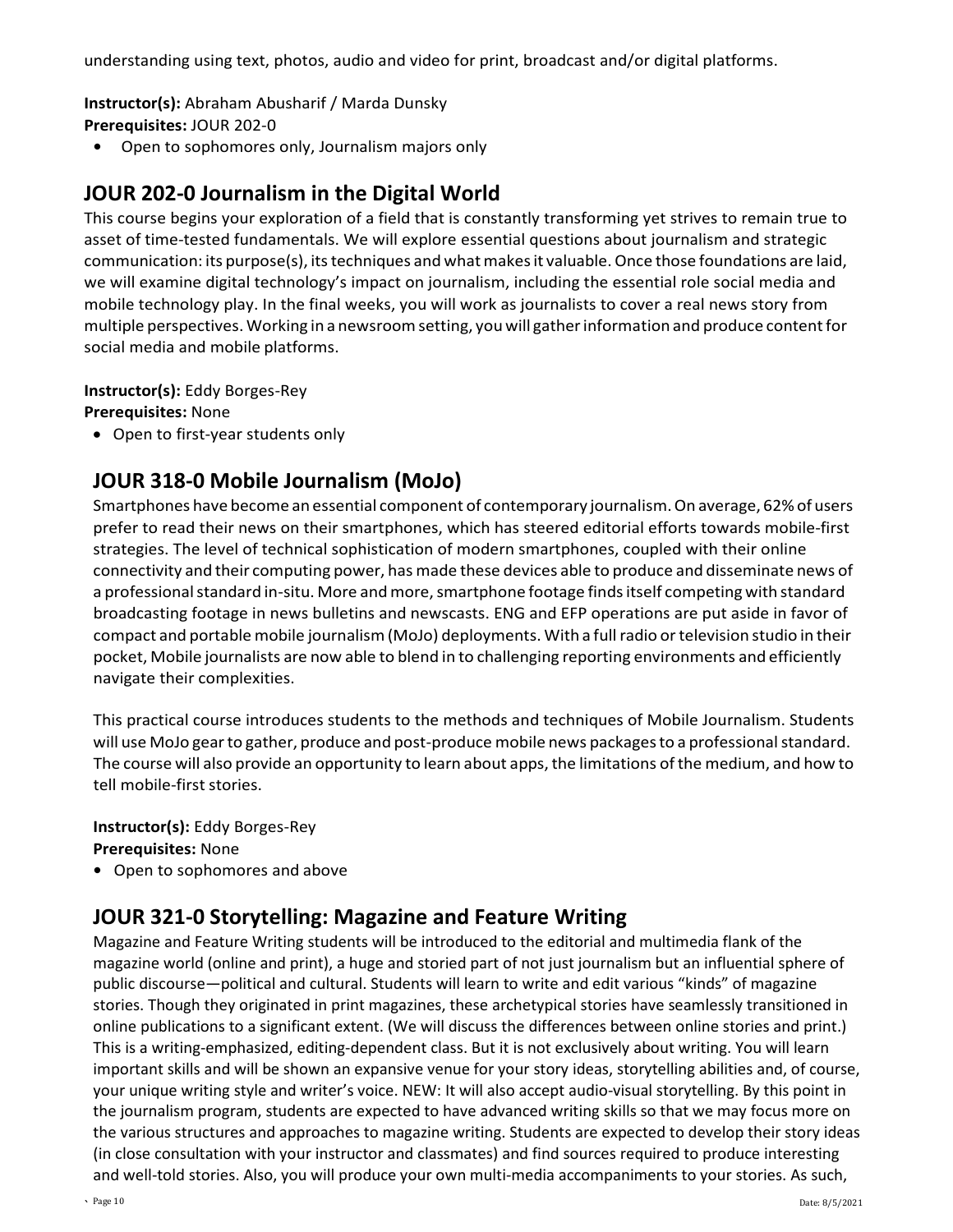understanding using text, photos, audio and video for print, broadcast and/or digital platforms.

**Instructor(s):** Abraham Abusharif / Marda Dunsky
**Prerequisites:** JOUR 202-0

- Open to sophomores only, Journalism majors only

## JOUR 202-0 Journalism in the Digital World

This course begins your exploration of a field that is constantly transforming yet strives to remain true to asset of time-tested fundamentals. We will explore essential questions about journalism and strategic communication: its purpose(s), its techniques and what makes it valuable. Once those foundations are laid, we will examine digital technology's impact on journalism, including the essential role social media and mobile technology play. In the final weeks, you will work as journalists to cover a real news story from multiple perspectives. Working in a newsroom setting, you will gather information and produce content for social media and mobile platforms.

**Instructor(s):** Eddy Borges-Rey
**Prerequisites:** None

- Open to first-year students only

## JOUR 318-0 Mobile Journalism (MoJo)

Smartphones have become an essential component of contemporary journalism. On average, 62% of users prefer to read their news on their smartphones, which has steered editorial efforts towards mobile-first strategies. The level of technical sophistication of modern smartphones, coupled with their online connectivity and their computing power, has made these devices able to produce and disseminate news of a professional standard in-situ. More and more, smartphone footage finds itself competing with standard broadcasting footage in news bulletins and newscasts. ENG and EFP operations are put aside in favor of compact and portable mobile journalism (MoJo) deployments. With a full radio or television studio in their pocket, Mobile journalists are now able to blend in to challenging reporting environments and efficiently navigate their complexities.

This practical course introduces students to the methods and techniques of Mobile Journalism. Students will use MoJo gear to gather, produce and post-produce mobile news packages to a professional standard. The course will also provide an opportunity to learn about apps, the limitations of the medium, and how to tell mobile-first stories.

**Instructor(s):** Eddy Borges-Rey
**Prerequisites:** None

- Open to sophomores and above

## JOUR 321-0 Storytelling: Magazine and Feature Writing

Magazine and Feature Writing students will be introduced to the editorial and multimedia flank of the magazine world (online and print), a huge and storied part of not just journalism but an influential sphere of public discourse—political and cultural. Students will learn to write and edit various "kinds" of magazine stories. Though they originated in print magazines, these archetypical stories have seamlessly transitioned in online publications to a significant extent. (We will discuss the differences between online stories and print.) This is a writing-emphasized, editing-dependent class. But it is not exclusively about writing. You will learn important skills and will be shown an expansive venue for your story ideas, storytelling abilities and, of course, your unique writing style and writer's voice. NEW: It will also accept audio-visual storytelling. By this point in the journalism program, students are expected to have advanced writing skills so that we may focus more on the various structures and approaches to magazine writing. Students are expected to develop their story ideas (in close consultation with your instructor and classmates) and find sources required to produce interesting and well-told stories. Also, you will produce your own multi-media accompaniments to your stories. As such,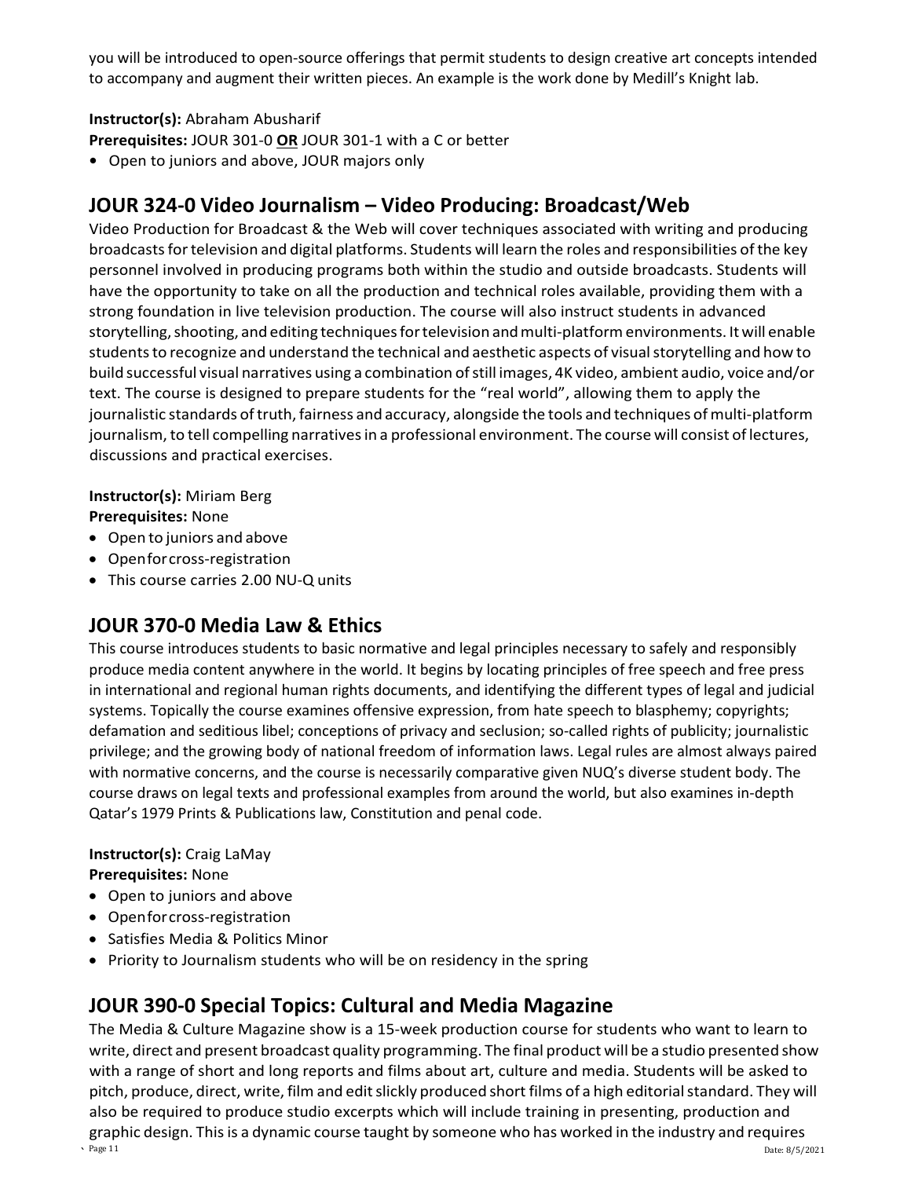you will be introduced to open-source offerings that permit students to design creative art concepts intended to accompany and augment their written pieces. An example is the work done by Medill's Knight lab.

**Instructor(s):** Abraham Abusharif
**Prerequisites:** JOUR 301-0 **OR** JOUR 301-1 with a C or better

- Open to juniors and above, JOUR majors only

## JOUR 324-0 Video Journalism – Video Producing: Broadcast/Web

Video Production for Broadcast & the Web will cover techniques associated with writing and producing broadcasts for television and digital platforms. Students will learn the roles and responsibilities of the key personnel involved in producing programs both within the studio and outside broadcasts. Students will have the opportunity to take on all the production and technical roles available, providing them with a strong foundation in live television production. The course will also instruct students in advanced storytelling, shooting, and editing techniques for television and multi-platform environments. It will enable students to recognize and understand the technical and aesthetic aspects of visual storytelling and how to build successful visual narratives using a combination of still images, 4K video, ambient audio, voice and/or text. The course is designed to prepare students for the "real world", allowing them to apply the journalistic standards of truth, fairness and accuracy, alongside the tools and techniques of multi-platform journalism, to tell compelling narratives in a professional environment. The course will consist of lectures, discussions and practical exercises.

**Instructor(s):** Miriam Berg
**Prerequisites:** None

- Open to juniors and above
- Open for cross-registration
- This course carries 2.00 NU-Q units

## JOUR 370-0 Media Law & Ethics

This course introduces students to basic normative and legal principles necessary to safely and responsibly produce media content anywhere in the world. It begins by locating principles of free speech and free press in international and regional human rights documents, and identifying the different types of legal and judicial systems. Topically the course examines offensive expression, from hate speech to blasphemy; copyrights; defamation and seditious libel; conceptions of privacy and seclusion; so-called rights of publicity; journalistic privilege; and the growing body of national freedom of information laws. Legal rules are almost always paired with normative concerns, and the course is necessarily comparative given NUQ's diverse student body. The course draws on legal texts and professional examples from around the world, but also examines in-depth Qatar's 1979 Prints & Publications law, Constitution and penal code.

**Instructor(s):** Craig LaMay
**Prerequisites:** None

- Open to juniors and above
- Open for cross-registration
- Satisfies Media & Politics Minor
- Priority to Journalism students who will be on residency in the spring

## JOUR 390-0 Special Topics: Cultural and Media Magazine

The Media & Culture Magazine show is a 15-week production course for students who want to learn to write, direct and present broadcast quality programming. The final product will be a studio presented show with a range of short and long reports and films about art, culture and media. Students will be asked to pitch, produce, direct, write, film and edit slickly produced short films of a high editorial standard. They will also be required to produce studio excerpts which will include training in presenting, production and graphic design. This is a dynamic course taught by someone who has worked in the industry and requires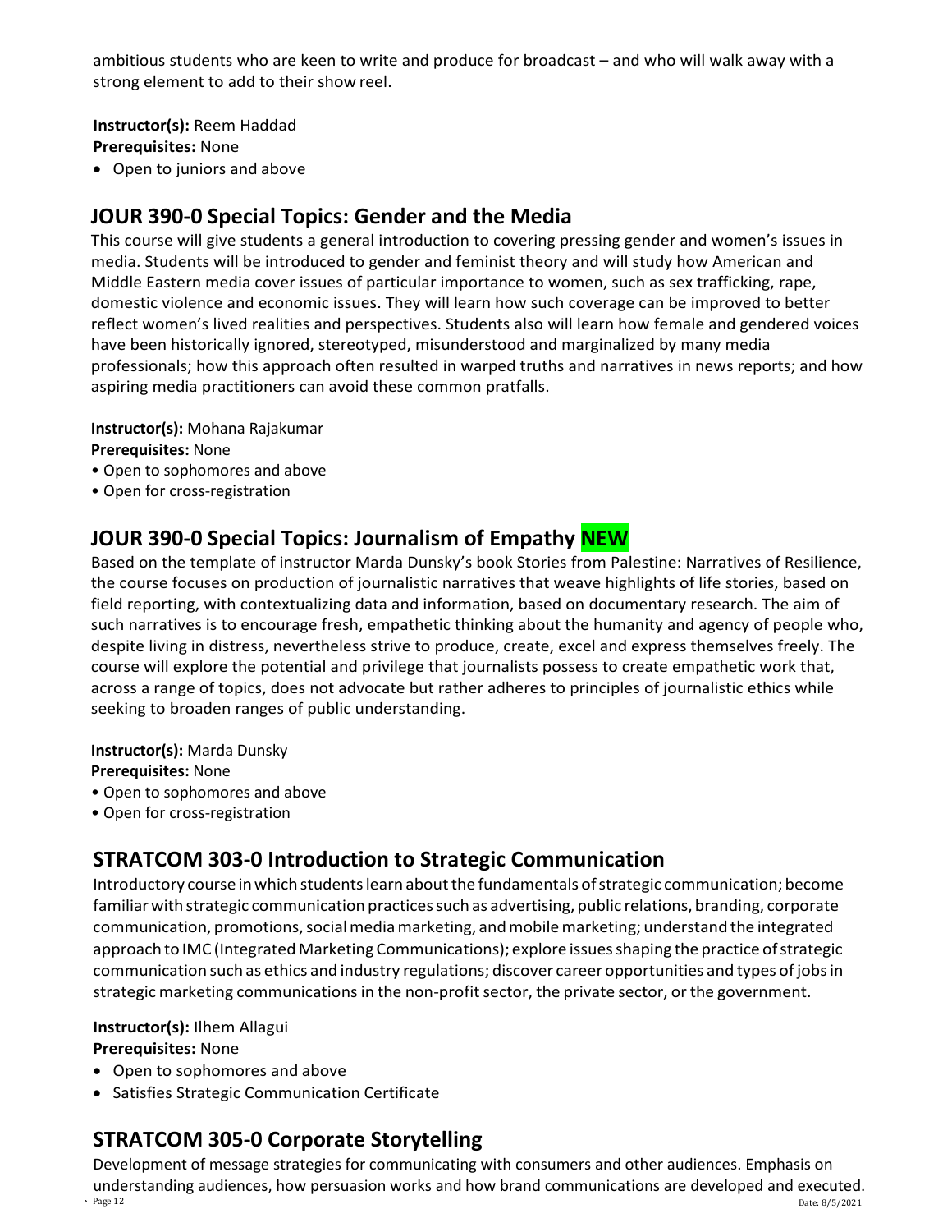ambitious students who are keen to write and produce for broadcast – and who will walk away with a strong element to add to their show reel.

**Instructor(s):** Reem Haddad
**Prerequisites:** None

- Open to juniors and above

## JOUR 390-0 Special Topics: Gender and the Media

This course will give students a general introduction to covering pressing gender and women's issues in media. Students will be introduced to gender and feminist theory and will study how American and Middle Eastern media cover issues of particular importance to women, such as sex trafficking, rape, domestic violence and economic issues. They will learn how such coverage can be improved to better reflect women's lived realities and perspectives. Students also will learn how female and gendered voices have been historically ignored, stereotyped, misunderstood and marginalized by many media professionals; how this approach often resulted in warped truths and narratives in news reports; and how aspiring media practitioners can avoid these common pratfalls.

**Instructor(s):** Mohana Rajakumar
**Prerequisites:** None

- Open to sophomores and above
- Open for cross-registration

## JOUR 390-0 Special Topics: Journalism of Empathy NEW

Based on the template of instructor Marda Dunsky's book Stories from Palestine: Narratives of Resilience, the course focuses on production of journalistic narratives that weave highlights of life stories, based on field reporting, with contextualizing data and information, based on documentary research. The aim of such narratives is to encourage fresh, empathetic thinking about the humanity and agency of people who, despite living in distress, nevertheless strive to produce, create, excel and express themselves freely. The course will explore the potential and privilege that journalists possess to create empathetic work that, across a range of topics, does not advocate but rather adheres to principles of journalistic ethics while seeking to broaden ranges of public understanding.

**Instructor(s):** Marda Dunsky
**Prerequisites:** None

- Open to sophomores and above
- Open for cross-registration

## STRATCOM 303-0 Introduction to Strategic Communication

Introductory course in which students learn about the fundamentals of strategic communication; become familiar with strategic communication practices such as advertising, public relations, branding, corporate communication, promotions, social media marketing, and mobile marketing; understand the integrated approach to IMC (Integrated Marketing Communications); explore issues shaping the practice of strategic communication such as ethics and industry regulations; discover career opportunities and types of jobs in strategic marketing communications in the non-profit sector, the private sector, or the government.

**Instructor(s):** Ilhem Allagui
**Prerequisites:** None

- Open to sophomores and above
- Satisfies Strategic Communication Certificate

## STRATCOM 305-0 Corporate Storytelling

Development of message strategies for communicating with consumers and other audiences. Emphasis on understanding audiences, how persuasion works and how brand communications are developed and executed.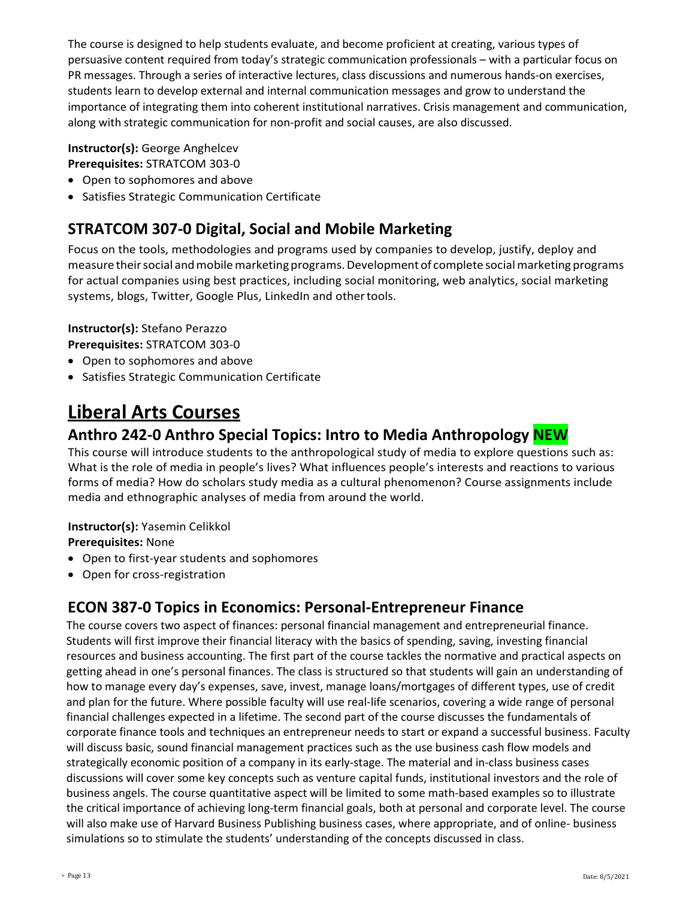The course is designed to help students evaluate, and become proficient at creating, various types of persuasive content required from today's strategic communication professionals – with a particular focus on PR messages. Through a series of interactive lectures, class discussions and numerous hands-on exercises, students learn to develop external and internal communication messages and grow to understand the importance of integrating them into coherent institutional narratives. Crisis management and communication, along with strategic communication for non-profit and social causes, are also discussed.

**Instructor(s):** George Anghelcev
**Prerequisites:** STRATCOM 303-0

- Open to sophomores and above
- Satisfies Strategic Communication Certificate

## STRATCOM 307-0 Digital, Social and Mobile Marketing

Focus on the tools, methodologies and programs used by companies to develop, justify, deploy and measure their social and mobile marketing programs. Development of complete social marketing programs for actual companies using best practices, including social monitoring, web analytics, social marketing systems, blogs, Twitter, Google Plus, LinkedIn and other tools.

**Instructor(s):** Stefano Perazzo
**Prerequisites:** STRATCOM 303-0

- Open to sophomores and above
- Satisfies Strategic Communication Certificate

# Liberal Arts Courses

## Anthro 242-0 Anthro Special Topics: Intro to Media Anthropology NEW

This course will introduce students to the anthropological study of media to explore questions such as: What is the role of media in people's lives? What influences people's interests and reactions to various forms of media? How do scholars study media as a cultural phenomenon? Course assignments include media and ethnographic analyses of media from around the world.

**Instructor(s):** Yasemin Celikkol
**Prerequisites:** None

- Open to first-year students and sophomores
- Open for cross-registration

## ECON 387-0 Topics in Economics: Personal-Entrepreneur Finance

The course covers two aspect of finances: personal financial management and entrepreneurial finance. Students will first improve their financial literacy with the basics of spending, saving, investing financial resources and business accounting. The first part of the course tackles the normative and practical aspects on getting ahead in one's personal finances. The class is structured so that students will gain an understanding of how to manage every day's expenses, save, invest, manage loans/mortgages of different types, use of credit and plan for the future. Where possible faculty will use real-life scenarios, covering a wide range of personal financial challenges expected in a lifetime. The second part of the course discusses the fundamentals of corporate finance tools and techniques an entrepreneur needs to start or expand a successful business. Faculty will discuss basic, sound financial management practices such as the use business cash flow models and strategically economic position of a company in its early-stage. The material and in-class business cases discussions will cover some key concepts such as venture capital funds, institutional investors and the role of business angels. The course quantitative aspect will be limited to some math-based examples so to illustrate the critical importance of achieving long-term financial goals, both at personal and corporate level. The course will also make use of Harvard Business Publishing business cases, where appropriate, and of online- business simulations so to stimulate the students' understanding of the concepts discussed in class.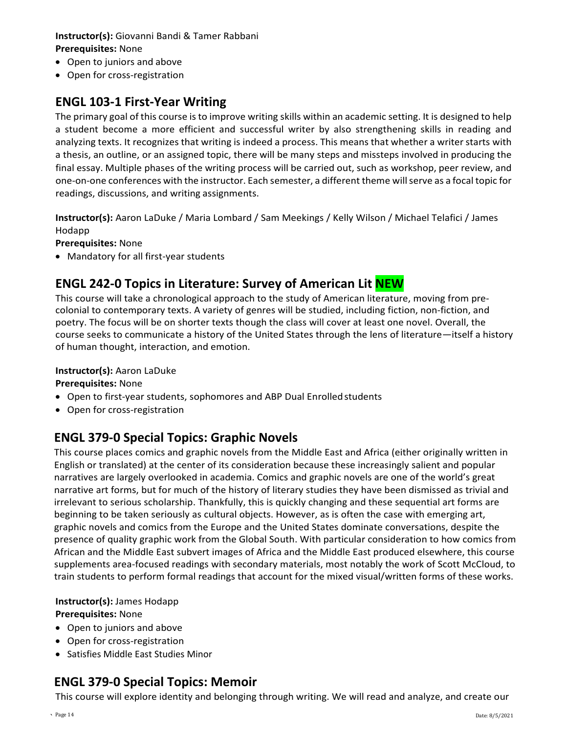**Instructor(s):** Giovanni Bandi & Tamer Rabbani
**Prerequisites:** None

- Open to juniors and above
- Open for cross-registration

## ENGL 103-1 First-Year Writing

The primary goal of this course is to improve writing skills within an academic setting. It is designed to help a student become a more efficient and successful writer by also strengthening skills in reading and analyzing texts. It recognizes that writing is indeed a process. This means that whether a writer starts with a thesis, an outline, or an assigned topic, there will be many steps and missteps involved in producing the final essay. Multiple phases of the writing process will be carried out, such as workshop, peer review, and one-on-one conferences with the instructor. Each semester, a different theme will serve as a focal topic for readings, discussions, and writing assignments.

**Instructor(s):** Aaron LaDuke / Maria Lombard / Sam Meekings / Kelly Wilson / Michael Telafici / James Hodapp
**Prerequisites:** None

- Mandatory for all first-year students

## ENGL 242-0 Topics in Literature: Survey of American Lit NEW

This course will take a chronological approach to the study of American literature, moving from pre-colonial to contemporary texts. A variety of genres will be studied, including fiction, non-fiction, and poetry. The focus will be on shorter texts though the class will cover at least one novel. Overall, the course seeks to communicate a history of the United States through the lens of literature—itself a history of human thought, interaction, and emotion.

**Instructor(s):** Aaron LaDuke
**Prerequisites:** None

- Open to first-year students, sophomores and ABP Dual Enrolled students
- Open for cross-registration

## ENGL 379-0 Special Topics: Graphic Novels

This course places comics and graphic novels from the Middle East and Africa (either originally written in English or translated) at the center of its consideration because these increasingly salient and popular narratives are largely overlooked in academia. Comics and graphic novels are one of the world's great narrative art forms, but for much of the history of literary studies they have been dismissed as trivial and irrelevant to serious scholarship. Thankfully, this is quickly changing and these sequential art forms are beginning to be taken seriously as cultural objects. However, as is often the case with emerging art, graphic novels and comics from the Europe and the United States dominate conversations, despite the presence of quality graphic work from the Global South. With particular consideration to how comics from African and the Middle East subvert images of Africa and the Middle East produced elsewhere, this course supplements area-focused readings with secondary materials, most notably the work of Scott McCloud, to train students to perform formal readings that account for the mixed visual/written forms of these works.

**Instructor(s):** James Hodapp
**Prerequisites:** None

- Open to juniors and above
- Open for cross-registration
- Satisfies Middle East Studies Minor

## ENGL 379-0 Special Topics: Memoir

This course will explore identity and belonging through writing. We will read and analyze, and create our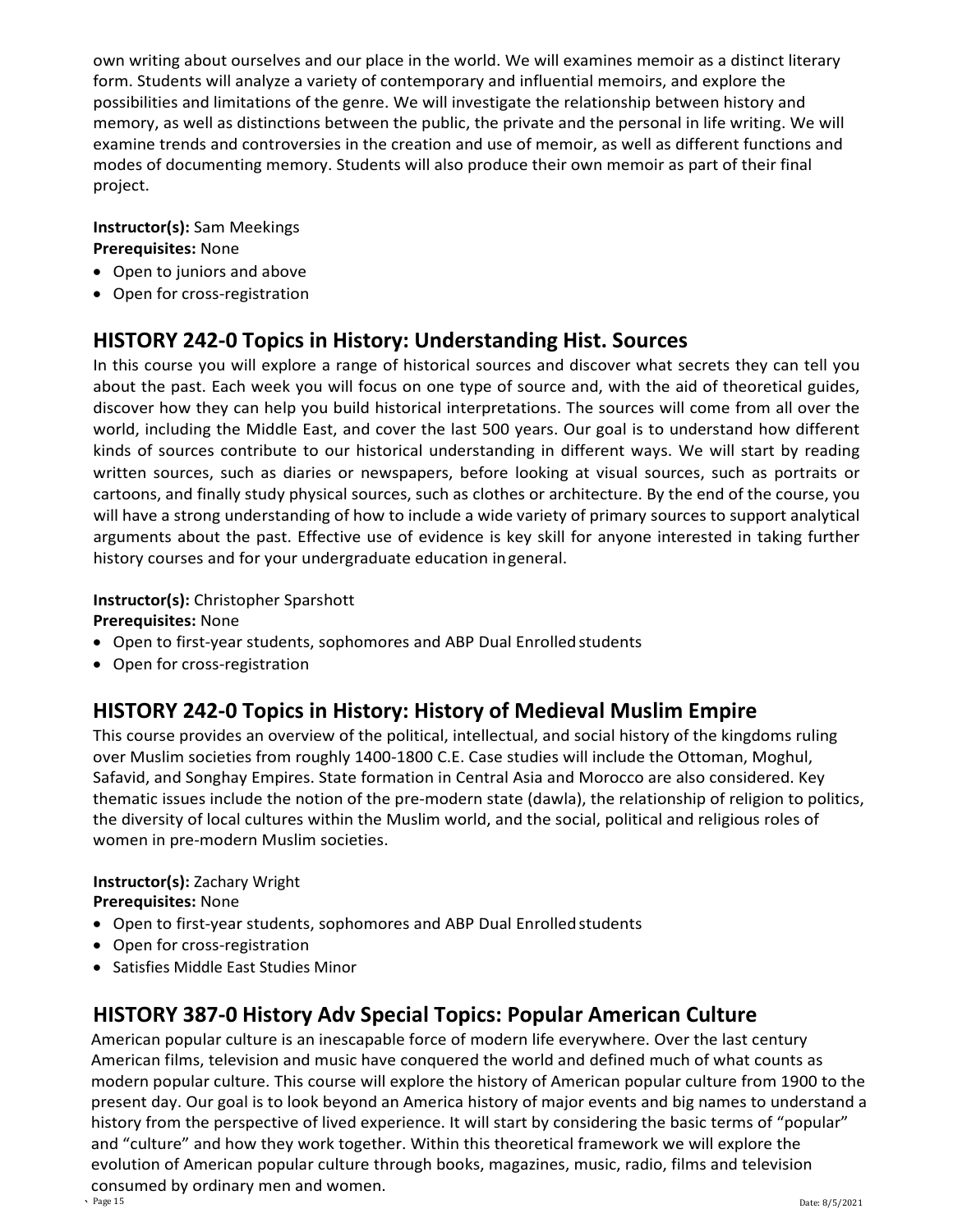own writing about ourselves and our place in the world. We will examines memoir as a distinct literary form. Students will analyze a variety of contemporary and influential memoirs, and explore the possibilities and limitations of the genre. We will investigate the relationship between history and memory, as well as distinctions between the public, the private and the personal in life writing. We will examine trends and controversies in the creation and use of memoir, as well as different functions and modes of documenting memory. Students will also produce their own memoir as part of their final project.

**Instructor(s):** Sam Meekings
**Prerequisites:** None

- Open to juniors and above
- Open for cross-registration

## HISTORY 242-0 Topics in History: Understanding Hist. Sources

In this course you will explore a range of historical sources and discover what secrets they can tell you about the past. Each week you will focus on one type of source and, with the aid of theoretical guides, discover how they can help you build historical interpretations. The sources will come from all over the world, including the Middle East, and cover the last 500 years. Our goal is to understand how different kinds of sources contribute to our historical understanding in different ways. We will start by reading written sources, such as diaries or newspapers, before looking at visual sources, such as portraits or cartoons, and finally study physical sources, such as clothes or architecture. By the end of the course, you will have a strong understanding of how to include a wide variety of primary sources to support analytical arguments about the past. Effective use of evidence is key skill for anyone interested in taking further history courses and for your undergraduate education in general.

**Instructor(s):** Christopher Sparshott
**Prerequisites:** None

- Open to first-year students, sophomores and ABP Dual Enrolled students
- Open for cross-registration

## HISTORY 242-0 Topics in History: History of Medieval Muslim Empire

This course provides an overview of the political, intellectual, and social history of the kingdoms ruling over Muslim societies from roughly 1400-1800 C.E. Case studies will include the Ottoman, Moghul, Safavid, and Songhay Empires. State formation in Central Asia and Morocco are also considered. Key thematic issues include the notion of the pre-modern state (dawla), the relationship of religion to politics, the diversity of local cultures within the Muslim world, and the social, political and religious roles of women in pre-modern Muslim societies.

**Instructor(s):** Zachary Wright
**Prerequisites:** None

- Open to first-year students, sophomores and ABP Dual Enrolled students
- Open for cross-registration
- Satisfies Middle East Studies Minor

## HISTORY 387-0 History Adv Special Topics: Popular American Culture

American popular culture is an inescapable force of modern life everywhere. Over the last century American films, television and music have conquered the world and defined much of what counts as modern popular culture. This course will explore the history of American popular culture from 1900 to the present day. Our goal is to look beyond an America history of major events and big names to understand a history from the perspective of lived experience. It will start by considering the basic terms of "popular" and "culture" and how they work together. Within this theoretical framework we will explore the evolution of American popular culture through books, magazines, music, radio, films and television consumed by ordinary men and women.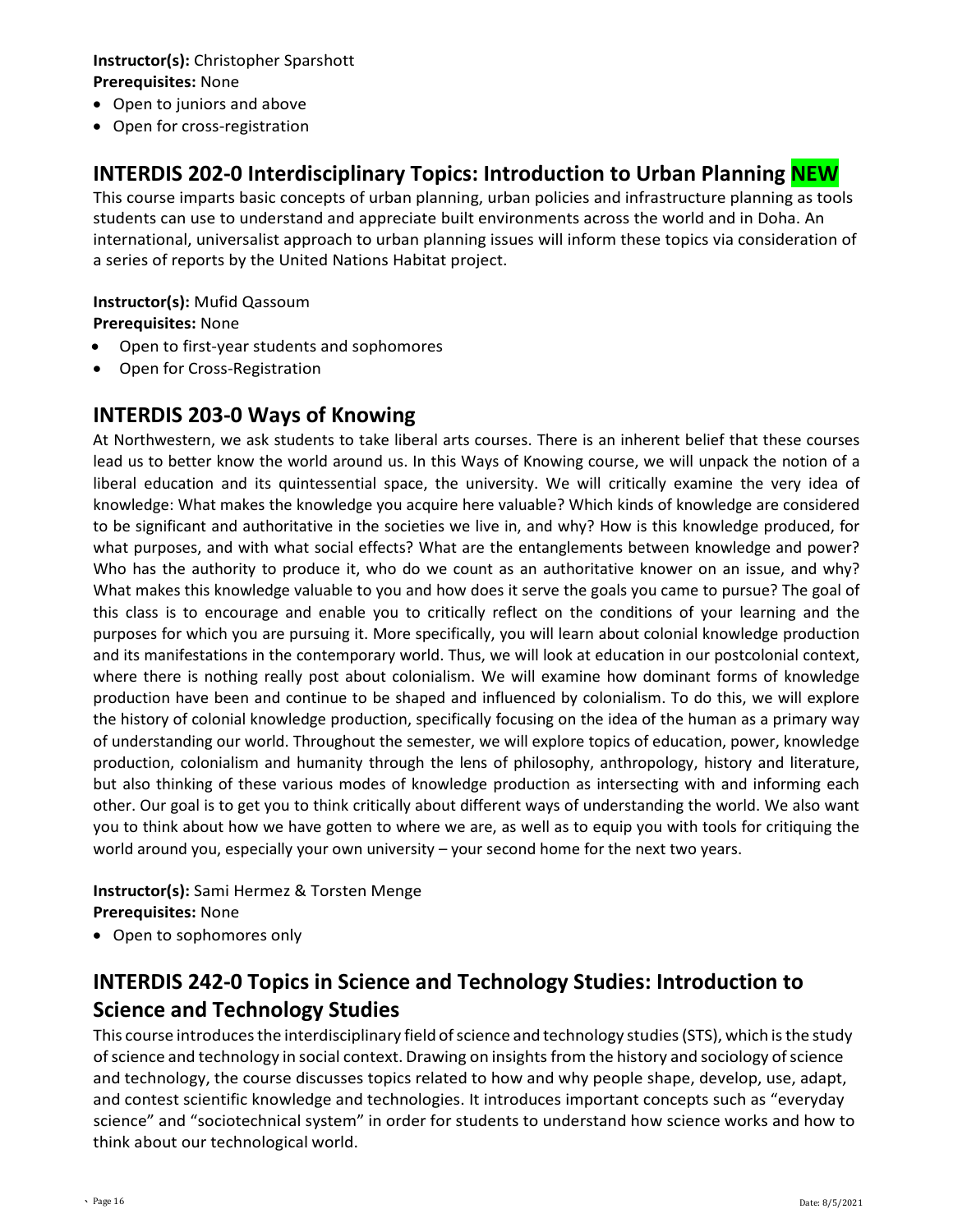**Instructor(s):** Christopher Sparshott
**Prerequisites:** None

- Open to juniors and above
- Open for cross-registration

## INTERDIS 202-0 Interdisciplinary Topics: Introduction to Urban Planning NEW

This course imparts basic concepts of urban planning, urban policies and infrastructure planning as tools students can use to understand and appreciate built environments across the world and in Doha. An international, universalist approach to urban planning issues will inform these topics via consideration of a series of reports by the United Nations Habitat project.

**Instructor(s):** Mufid Qassoum
**Prerequisites:** None

- Open to first-year students and sophomores
- Open for Cross-Registration

## INTERDIS 203-0 Ways of Knowing

At Northwestern, we ask students to take liberal arts courses. There is an inherent belief that these courses lead us to better know the world around us. In this Ways of Knowing course, we will unpack the notion of a liberal education and its quintessential space, the university. We will critically examine the very idea of knowledge: What makes the knowledge you acquire here valuable? Which kinds of knowledge are considered to be significant and authoritative in the societies we live in, and why? How is this knowledge produced, for what purposes, and with what social effects? What are the entanglements between knowledge and power? Who has the authority to produce it, who do we count as an authoritative knower on an issue, and why? What makes this knowledge valuable to you and how does it serve the goals you came to pursue? The goal of this class is to encourage and enable you to critically reflect on the conditions of your learning and the purposes for which you are pursuing it. More specifically, you will learn about colonial knowledge production and its manifestations in the contemporary world. Thus, we will look at education in our postcolonial context, where there is nothing really post about colonialism. We will examine how dominant forms of knowledge production have been and continue to be shaped and influenced by colonialism. To do this, we will explore the history of colonial knowledge production, specifically focusing on the idea of the human as a primary way of understanding our world. Throughout the semester, we will explore topics of education, power, knowledge production, colonialism and humanity through the lens of philosophy, anthropology, history and literature, but also thinking of these various modes of knowledge production as intersecting with and informing each other. Our goal is to get you to think critically about different ways of understanding the world. We also want you to think about how we have gotten to where we are, as well as to equip you with tools for critiquing the world around you, especially your own university – your second home for the next two years.

**Instructor(s):** Sami Hermez & Torsten Menge
**Prerequisites:** None

- Open to sophomores only

## INTERDIS 242-0 Topics in Science and Technology Studies: Introduction to Science and Technology Studies

This course introduces the interdisciplinary field of science and technology studies (STS), which is the study of science and technology in social context. Drawing on insights from the history and sociology of science and technology, the course discusses topics related to how and why people shape, develop, use, adapt, and contest scientific knowledge and technologies. It introduces important concepts such as "everyday science" and "sociotechnical system" in order for students to understand how science works and how to think about our technological world.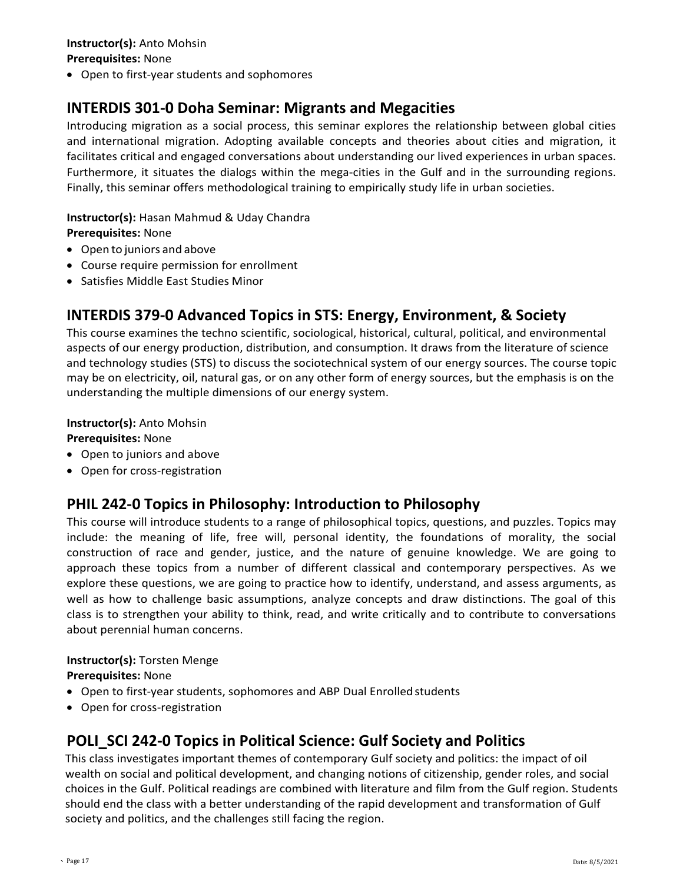**Instructor(s):** Anto Mohsin
**Prerequisites:** None

- Open to first-year students and sophomores

## INTERDIS 301-0 Doha Seminar: Migrants and Megacities

Introducing migration as a social process, this seminar explores the relationship between global cities and international migration. Adopting available concepts and theories about cities and migration, it facilitates critical and engaged conversations about understanding our lived experiences in urban spaces. Furthermore, it situates the dialogs within the mega-cities in the Gulf and in the surrounding regions. Finally, this seminar offers methodological training to empirically study life in urban societies.

**Instructor(s):** Hasan Mahmud & Uday Chandra
**Prerequisites:** None

- Open to juniors and above
- Course require permission for enrollment
- Satisfies Middle East Studies Minor

## INTERDIS 379-0 Advanced Topics in STS: Energy, Environment, & Society

This course examines the techno scientific, sociological, historical, cultural, political, and environmental aspects of our energy production, distribution, and consumption. It draws from the literature of science and technology studies (STS) to discuss the sociotechnical system of our energy sources. The course topic may be on electricity, oil, natural gas, or on any other form of energy sources, but the emphasis is on the understanding the multiple dimensions of our energy system.

**Instructor(s):** Anto Mohsin
**Prerequisites:** None

- Open to juniors and above
- Open for cross-registration

## PHIL 242-0 Topics in Philosophy: Introduction to Philosophy

This course will introduce students to a range of philosophical topics, questions, and puzzles. Topics may include: the meaning of life, free will, personal identity, the foundations of morality, the social construction of race and gender, justice, and the nature of genuine knowledge. We are going to approach these topics from a number of different classical and contemporary perspectives. As we explore these questions, we are going to practice how to identify, understand, and assess arguments, as well as how to challenge basic assumptions, analyze concepts and draw distinctions. The goal of this class is to strengthen your ability to think, read, and write critically and to contribute to conversations about perennial human concerns.

**Instructor(s):** Torsten Menge
**Prerequisites:** None

- Open to first-year students, sophomores and ABP Dual Enrolled students
- Open for cross-registration

## POLI_SCI 242-0 Topics in Political Science: Gulf Society and Politics

This class investigates important themes of contemporary Gulf society and politics: the impact of oil wealth on social and political development, and changing notions of citizenship, gender roles, and social choices in the Gulf. Political readings are combined with literature and film from the Gulf region. Students should end the class with a better understanding of the rapid development and transformation of Gulf society and politics, and the challenges still facing the region.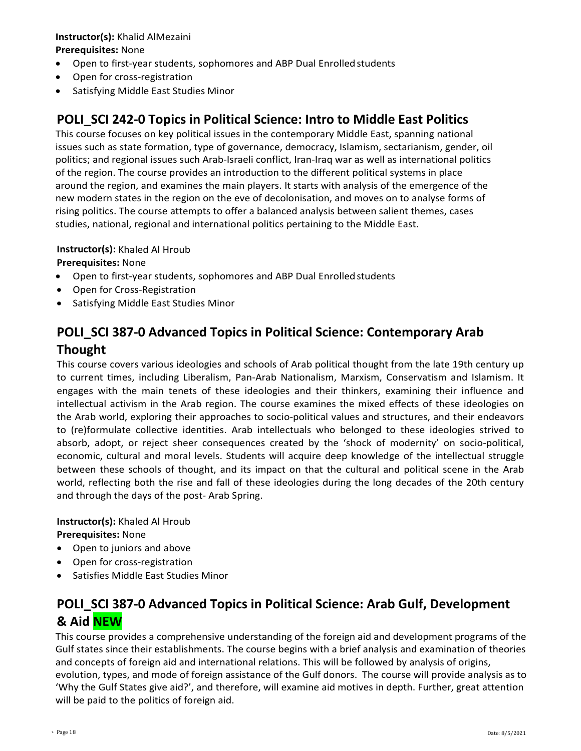**Instructor(s):** Khalid AlMezaini
**Prerequisites:** None

- Open to first-year students, sophomores and ABP Dual Enrolled students
- Open for cross-registration
- Satisfying Middle East Studies Minor

## POLI_SCI 242-0 Topics in Political Science: Intro to Middle East Politics

This course focuses on key political issues in the contemporary Middle East, spanning national issues such as state formation, type of governance, democracy, Islamism, sectarianism, gender, oil politics; and regional issues such Arab-Israeli conflict, Iran-Iraq war as well as international politics of the region. The course provides an introduction to the different political systems in place around the region, and examines the main players. It starts with analysis of the emergence of the new modern states in the region on the eve of decolonisation, and moves on to analyse forms of rising politics. The course attempts to offer a balanced analysis between salient themes, cases studies, national, regional and international politics pertaining to the Middle East.

**Instructor(s):** Khaled Al Hroub
**Prerequisites:** None

- Open to first-year students, sophomores and ABP Dual Enrolled students
- Open for Cross-Registration
- Satisfying Middle East Studies Minor

## POLI_SCI 387-0 Advanced Topics in Political Science: Contemporary Arab Thought

This course covers various ideologies and schools of Arab political thought from the late 19th century up to current times, including Liberalism, Pan-Arab Nationalism, Marxism, Conservatism and Islamism. It engages with the main tenets of these ideologies and their thinkers, examining their influence and intellectual activism in the Arab region. The course examines the mixed effects of these ideologies on the Arab world, exploring their approaches to socio-political values and structures, and their endeavors to (re)formulate collective identities. Arab intellectuals who belonged to these ideologies strived to absorb, adopt, or reject sheer consequences created by the 'shock of modernity' on socio-political, economic, cultural and moral levels. Students will acquire deep knowledge of the intellectual struggle between these schools of thought, and its impact on that the cultural and political scene in the Arab world, reflecting both the rise and fall of these ideologies during the long decades of the 20th century and through the days of the post- Arab Spring.

**Instructor(s):** Khaled Al Hroub
**Prerequisites:** None

- Open to juniors and above
- Open for cross-registration
- Satisfies Middle East Studies Minor

## POLI_SCI 387-0 Advanced Topics in Political Science: Arab Gulf, Development & Aid NEW

This course provides a comprehensive understanding of the foreign aid and development programs of the Gulf states since their establishments. The course begins with a brief analysis and examination of theories and concepts of foreign aid and international relations. This will be followed by analysis of origins, evolution, types, and mode of foreign assistance of the Gulf donors. The course will provide analysis as to 'Why the Gulf States give aid?', and therefore, will examine aid motives in depth. Further, great attention will be paid to the politics of foreign aid.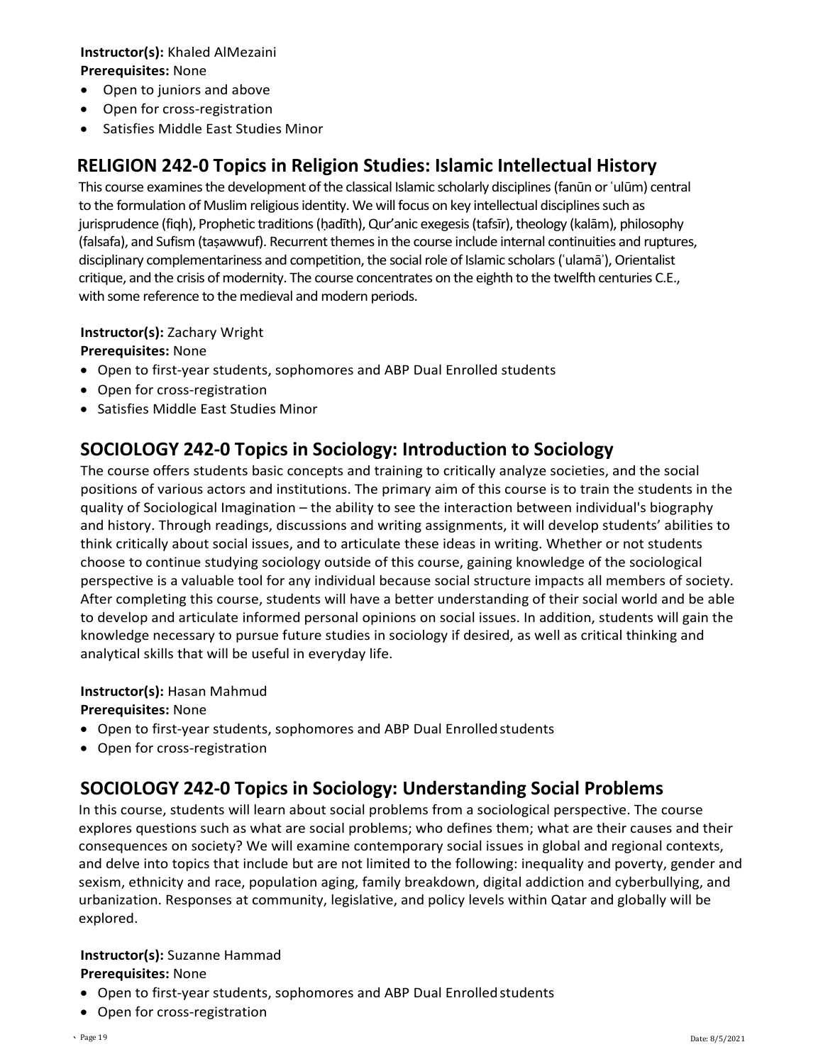**Instructor(s):** Khaled AlMezaini
**Prerequisites:** None

- Open to juniors and above
- Open for cross-registration
- Satisfies Middle East Studies Minor

## RELIGION 242-0 Topics in Religion Studies: Islamic Intellectual History

This course examines the development of the classical Islamic scholarly disciplines (fanūn or ʿulūm) central to the formulation of Muslim religious identity. We will focus on key intellectual disciplines such as jurisprudence (fiqh), Prophetic traditions (ḥadīth), Qur'anic exegesis (tafsīr), theology (kalām), philosophy (falsafa), and Sufism (taṣawwuf). Recurrent themes in the course include internal continuities and ruptures, disciplinary complementariness and competition, the social role of Islamic scholars (ʿulamāʾ), Orientalist critique, and the crisis of modernity. The course concentrates on the eighth to the twelfth centuries C.E., with some reference to the medieval and modern periods.

**Instructor(s):** Zachary Wright
**Prerequisites:** None

- Open to first-year students, sophomores and ABP Dual Enrolled students
- Open for cross-registration
- Satisfies Middle East Studies Minor

## SOCIOLOGY 242-0 Topics in Sociology: Introduction to Sociology

The course offers students basic concepts and training to critically analyze societies, and the social positions of various actors and institutions. The primary aim of this course is to train the students in the quality of Sociological Imagination – the ability to see the interaction between individual's biography and history. Through readings, discussions and writing assignments, it will develop students' abilities to think critically about social issues, and to articulate these ideas in writing. Whether or not students choose to continue studying sociology outside of this course, gaining knowledge of the sociological perspective is a valuable tool for any individual because social structure impacts all members of society. After completing this course, students will have a better understanding of their social world and be able to develop and articulate informed personal opinions on social issues. In addition, students will gain the knowledge necessary to pursue future studies in sociology if desired, as well as critical thinking and analytical skills that will be useful in everyday life.

**Instructor(s):** Hasan Mahmud
**Prerequisites:** None

- Open to first-year students, sophomores and ABP Dual Enrolled students
- Open for cross-registration

## SOCIOLOGY 242-0 Topics in Sociology: Understanding Social Problems

In this course, students will learn about social problems from a sociological perspective. The course explores questions such as what are social problems; who defines them; what are their causes and their consequences on society? We will examine contemporary social issues in global and regional contexts, and delve into topics that include but are not limited to the following: inequality and poverty, gender and sexism, ethnicity and race, population aging, family breakdown, digital addiction and cyberbullying, and urbanization. Responses at community, legislative, and policy levels within Qatar and globally will be explored.

**Instructor(s):** Suzanne Hammad
**Prerequisites:** None

- Open to first-year students, sophomores and ABP Dual Enrolled students
- Open for cross-registration